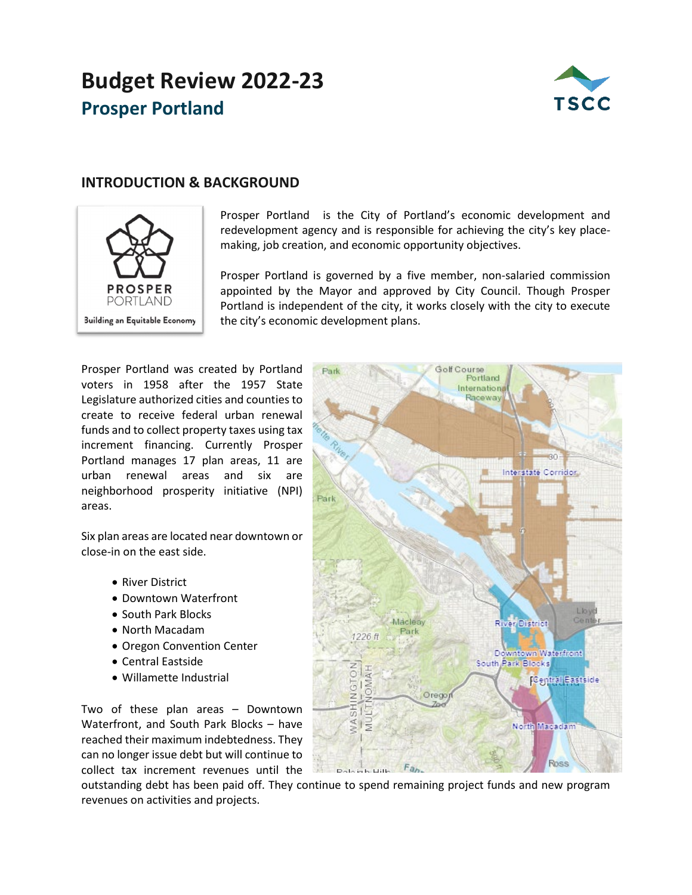# Budget Review 2022-23

## Prosper Portland

### INTRODUCTION & BACKGROUND

Prosper Portland is the City of Portland's economic development and redevelopment agency and is responsible for achieving the city's key place-making, job creation, and economic opportunity objectives.

Prosper Portland is governed by a five member, non-salaried commission appointed by the Mayor and approved by City Council. Though Prosper Portland is independent of the city, it works closely with the city to execute the city's economic development plans.

Prosper Portland was created by Portland voters in 1958 after the 1957 State Legislature authorized cities and counties to create to receive federal urban renewal funds and to collect property taxes using tax increment financing. Currently Prosper Portland manages 17 plan areas, 11 are urban renewal areas and six are neighborhood prosperity initiative (NPI) areas.

Six plan areas are located near downtown or close-in on the east side.

- River District
- Downtown Waterfront
- South Park Blocks
- North Macadam
- Oregon Convention Center
- Central Eastside
- Willamette Industrial

Two of these plan areas – Downtown Waterfront, and South Park Blocks – have reached their maximum indebtedness. They can no longer issue debt but will continue to collect tax increment revenues until the outstanding debt has been paid off. They continue to spend remaining project funds and new program revenues on activities and projects.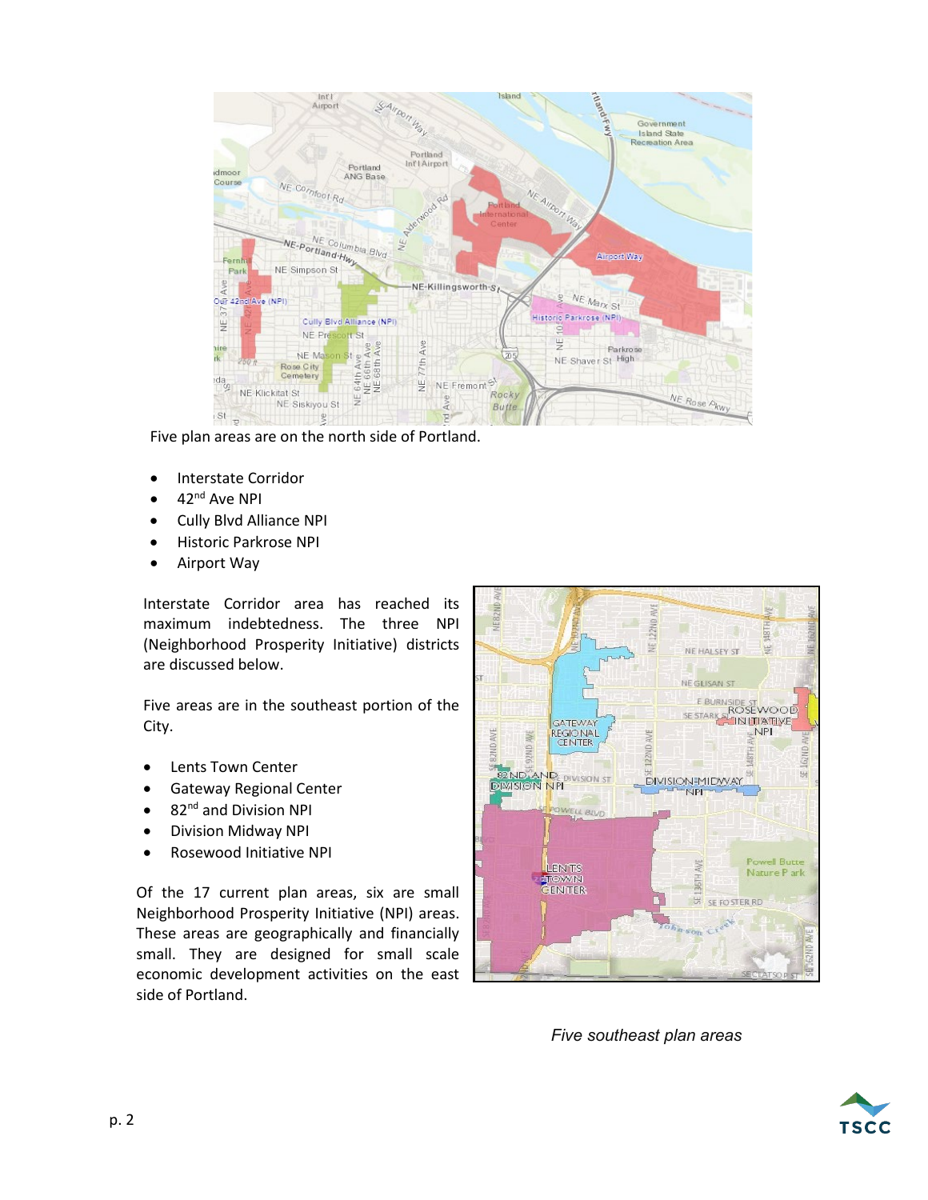Five plan areas are on the north side of Portland.

- Interstate Corridor
- 42nd Ave NPI
- Cully Blvd Alliance NPI
- Historic Parkrose NPI
- Airport Way

Interstate Corridor area has reached its maximum indebtedness. The three NPI (Neighborhood Prosperity Initiative) districts are discussed below.

Five areas are in the southeast portion of the City.

- Lents Town Center
- Gateway Regional Center
- 82nd and Division NPI
- Division Midway NPI
- Rosewood Initiative NPI

Of the 17 current plan areas, six are small Neighborhood Prosperity Initiative (NPI) areas. These areas are geographically and financially small. They are designed for small scale economic development activities on the east side of Portland.

*Five southeast plan areas*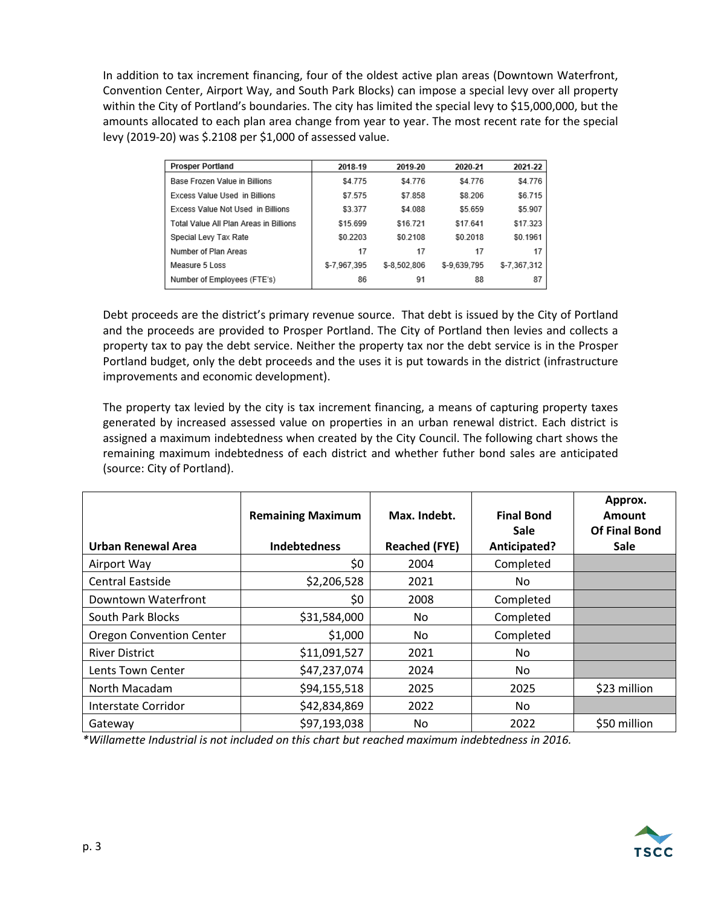In addition to tax increment financing, four of the oldest active plan areas (Downtown Waterfront, Convention Center, Airport Way, and South Park Blocks) can impose a special levy over all property within the City of Portland's boundaries. The city has limited the special levy to $15,000,000, but the amounts allocated to each plan area change from year to year. The most recent rate for the special levy (2019-20) was $.2108 per $1,000 of assessed value.

| Prosper Portland | 2018-19 | 2019-20 | 2020-21 | 2021-22 |
|---|---|---|---|---|
| Base Frozen Value in Billions | $4.775 | $4.776 | $4.776 | $4.776 |
| Excess Value Used in Billions | $7.575 | $7.858 | $8.206 | $6.715 |
| Excess Value Not Used in Billions | $3.377 | $4.088 | $5.659 | $5.907 |
| Total Value All Plan Areas in Billions | $15.699 | $16.721 | $17.641 | $17.323 |
| Special Levy Tax Rate | $0.2203 | $0.2108 | $0.2018 | $0.1961 |
| Number of Plan Areas | 17 | 17 | 17 | 17 |
| Measure 5 Loss | $-7,967,395 | $-8,502,806 | $-9,639,795 | $-7,367,312 |
| Number of Employees (FTE's) | 86 | 91 | 88 | 87 |

Debt proceeds are the district's primary revenue source. That debt is issued by the City of Portland and the proceeds are provided to Prosper Portland. The City of Portland then levies and collects a property tax to pay the debt service. Neither the property tax nor the debt service is in the Prosper Portland budget, only the debt proceeds and the uses it is put towards in the district (infrastructure improvements and economic development).

The property tax levied by the city is tax increment financing, a means of capturing property taxes generated by increased assessed value on properties in an urban renewal district. Each district is assigned a maximum indebtedness when created by the City Council. The following chart shows the remaining maximum indebtedness of each district and whether futher bond sales are anticipated (source: City of Portland).

| Urban Renewal Area | Remaining Maximum Indebtedness | Max. Indebt. Reached (FYE) | Final Bond Sale Anticipated? | Approx. Amount Of Final Bond Sale |
|---|---|---|---|---|
| Airport Way | $0 | 2004 | Completed | |
| Central Eastside | $2,206,528 | 2021 | No | |
| Downtown Waterfront | $0 | 2008 | Completed | |
| South Park Blocks | $31,584,000 | No | Completed | |
| Oregon Convention Center | $1,000 | No | Completed | |
| River District | $11,091,527 | 2021 | No | |
| Lents Town Center | $47,237,074 | 2024 | No | |
| North Macadam | $94,155,518 | 2025 | 2025 | $23 million |
| Interstate Corridor | $42,834,869 | 2022 | No | |
| Gateway | $97,193,038 | No | 2022 | $50 million |

*\*Willamette Industrial is not included on this chart but reached maximum indebtedness in 2016.*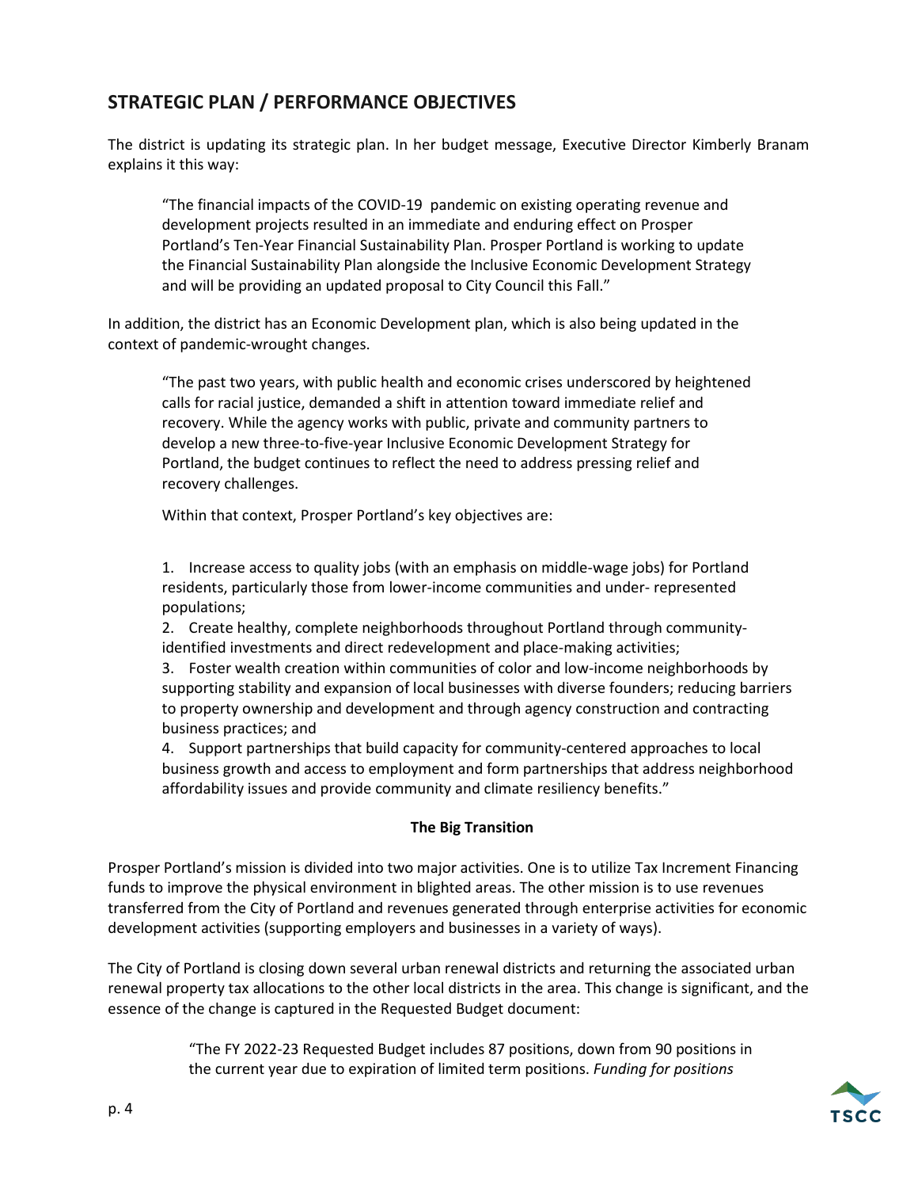## STRATEGIC PLAN / PERFORMANCE OBJECTIVES

The district is updating its strategic plan. In her budget message, Executive Director Kimberly Branam explains it this way:

> "The financial impacts of the COVID-19 pandemic on existing operating revenue and development projects resulted in an immediate and enduring effect on Prosper Portland's Ten-Year Financial Sustainability Plan. Prosper Portland is working to update the Financial Sustainability Plan alongside the Inclusive Economic Development Strategy and will be providing an updated proposal to City Council this Fall."

In addition, the district has an Economic Development plan, which is also being updated in the context of pandemic-wrought changes.

> "The past two years, with public health and economic crises underscored by heightened calls for racial justice, demanded a shift in attention toward immediate relief and recovery. While the agency works with public, private and community partners to develop a new three-to-five-year Inclusive Economic Development Strategy for Portland, the budget continues to reflect the need to address pressing relief and recovery challenges.
>
> Within that context, Prosper Portland's key objectives are:
>
> 1. Increase access to quality jobs (with an emphasis on middle-wage jobs) for Portland residents, particularly those from lower-income communities and under- represented populations;
> 2. Create healthy, complete neighborhoods throughout Portland through community-identified investments and direct redevelopment and place-making activities;
> 3. Foster wealth creation within communities of color and low-income neighborhoods by supporting stability and expansion of local businesses with diverse founders; reducing barriers to property ownership and development and through agency construction and contracting business practices; and
> 4. Support partnerships that build capacity for community-centered approaches to local business growth and access to employment and form partnerships that address neighborhood affordability issues and provide community and climate resiliency benefits."

### The Big Transition

Prosper Portland's mission is divided into two major activities. One is to utilize Tax Increment Financing funds to improve the physical environment in blighted areas. The other mission is to use revenues transferred from the City of Portland and revenues generated through enterprise activities for economic development activities (supporting employers and businesses in a variety of ways).

The City of Portland is closing down several urban renewal districts and returning the associated urban renewal property tax allocations to the other local districts in the area. This change is significant, and the essence of the change is captured in the Requested Budget document:

> "The FY 2022-23 Requested Budget includes 87 positions, down from 90 positions in the current year due to expiration of limited term positions. *Funding for positions*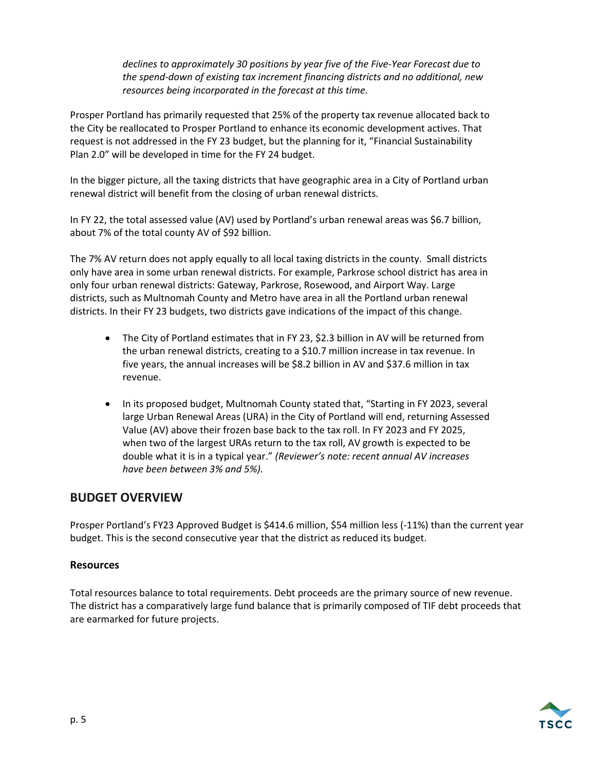*declines to approximately 30 positions by year five of the Five-Year Forecast due to the spend-down of existing tax increment financing districts and no additional, new resources being incorporated in the forecast at this time.*

Prosper Portland has primarily requested that 25% of the property tax revenue allocated back to the City be reallocated to Prosper Portland to enhance its economic development actives. That request is not addressed in the FY 23 budget, but the planning for it, "Financial Sustainability Plan 2.0" will be developed in time for the FY 24 budget.

In the bigger picture, all the taxing districts that have geographic area in a City of Portland urban renewal district will benefit from the closing of urban renewal districts.

In FY 22, the total assessed value (AV) used by Portland's urban renewal areas was $6.7 billion, about 7% of the total county AV of $92 billion.

The 7% AV return does not apply equally to all local taxing districts in the county. Small districts only have area in some urban renewal districts. For example, Parkrose school district has area in only four urban renewal districts: Gateway, Parkrose, Rosewood, and Airport Way. Large districts, such as Multnomah County and Metro have area in all the Portland urban renewal districts. In their FY 23 budgets, two districts gave indications of the impact of this change.

- The City of Portland estimates that in FY 23, $2.3 billion in AV will be returned from the urban renewal districts, creating to a $10.7 million increase in tax revenue. In five years, the annual increases will be $8.2 billion in AV and $37.6 million in tax revenue.

- In its proposed budget, Multnomah County stated that, "Starting in FY 2023, several large Urban Renewal Areas (URA) in the City of Portland will end, returning Assessed Value (AV) above their frozen base back to the tax roll. In FY 2023 and FY 2025, when two of the largest URAs return to the tax roll, AV growth is expected to be double what it is in a typical year." *(Reviewer's note: recent annual AV increases have been between 3% and 5%).*

## BUDGET OVERVIEW

Prosper Portland's FY23 Approved Budget is $414.6 million, $54 million less (-11%) than the current year budget. This is the second consecutive year that the district as reduced its budget.

### Resources

Total resources balance to total requirements. Debt proceeds are the primary source of new revenue. The district has a comparatively large fund balance that is primarily composed of TIF debt proceeds that are earmarked for future projects.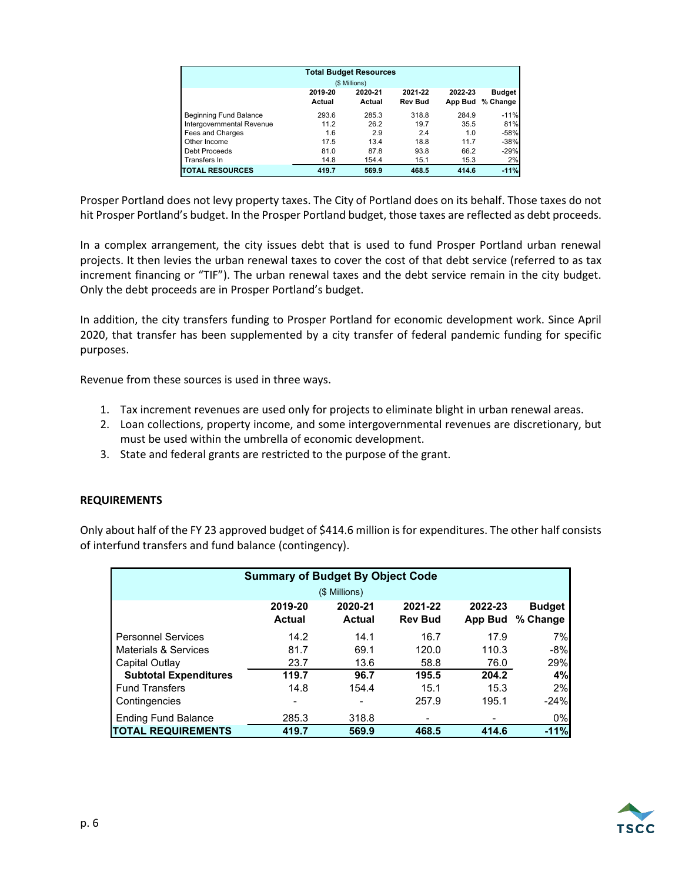| Total Budget Resources ($ Millions) | | | | | |
|---|---|---|---|---|---|
| | 2019-20 Actual | 2020-21 Actual | 2021-22 Rev Bud | 2022-23 App Bud | Budget % Change |
| Beginning Fund Balance | 293.6 | 285.3 | 318.8 | 284.9 | -11% |
| Intergovernmental Revenue | 11.2 | 26.2 | 19.7 | 35.5 | 81% |
| Fees and Charges | 1.6 | 2.9 | 2.4 | 1.0 | -58% |
| Other Income | 17.5 | 13.4 | 18.8 | 11.7 | -38% |
| Debt Proceeds | 81.0 | 87.8 | 93.8 | 66.2 | -29% |
| Transfers In | 14.8 | 154.4 | 15.1 | 15.3 | 2% |
| **TOTAL RESOURCES** | **419.7** | **569.9** | **468.5** | **414.6** | **-11%** |

Prosper Portland does not levy property taxes. The City of Portland does on its behalf. Those taxes do not hit Prosper Portland's budget. In the Prosper Portland budget, those taxes are reflected as debt proceeds.

In a complex arrangement, the city issues debt that is used to fund Prosper Portland urban renewal projects. It then levies the urban renewal taxes to cover the cost of that debt service (referred to as tax increment financing or "TIF"). The urban renewal taxes and the debt service remain in the city budget. Only the debt proceeds are in Prosper Portland's budget.

In addition, the city transfers funding to Prosper Portland for economic development work. Since April 2020, that transfer has been supplemented by a city transfer of federal pandemic funding for specific purposes.

Revenue from these sources is used in three ways.

1. Tax increment revenues are used only for projects to eliminate blight in urban renewal areas.
2. Loan collections, property income, and some intergovernmental revenues are discretionary, but must be used within the umbrella of economic development.
3. State and federal grants are restricted to the purpose of the grant.

**REQUIREMENTS**

Only about half of the FY 23 approved budget of $414.6 million is for expenditures. The other half consists of interfund transfers and fund balance (contingency).

| Summary of Budget By Object Code ($ Millions) | | | | | |
|---|---|---|---|---|---|
| | 2019-20 Actual | 2020-21 Actual | 2021-22 Rev Bud | 2022-23 App Bud | Budget % Change |
| Personnel Services | 14.2 | 14.1 | 16.7 | 17.9 | 7% |
| Materials & Services | 81.7 | 69.1 | 120.0 | 110.3 | -8% |
| Capital Outlay | 23.7 | 13.6 | 58.8 | 76.0 | 29% |
| **Subtotal Expenditures** | **119.7** | **96.7** | **195.5** | **204.2** | **4%** |
| Fund Transfers | 14.8 | 154.4 | 15.1 | 15.3 | 2% |
| Contingencies | - | - | 257.9 | 195.1 | -24% |
| Ending Fund Balance | 285.3 | 318.8 | - | - | 0% |
| **TOTAL REQUIREMENTS** | **419.7** | **569.9** | **468.5** | **414.6** | **-11%** |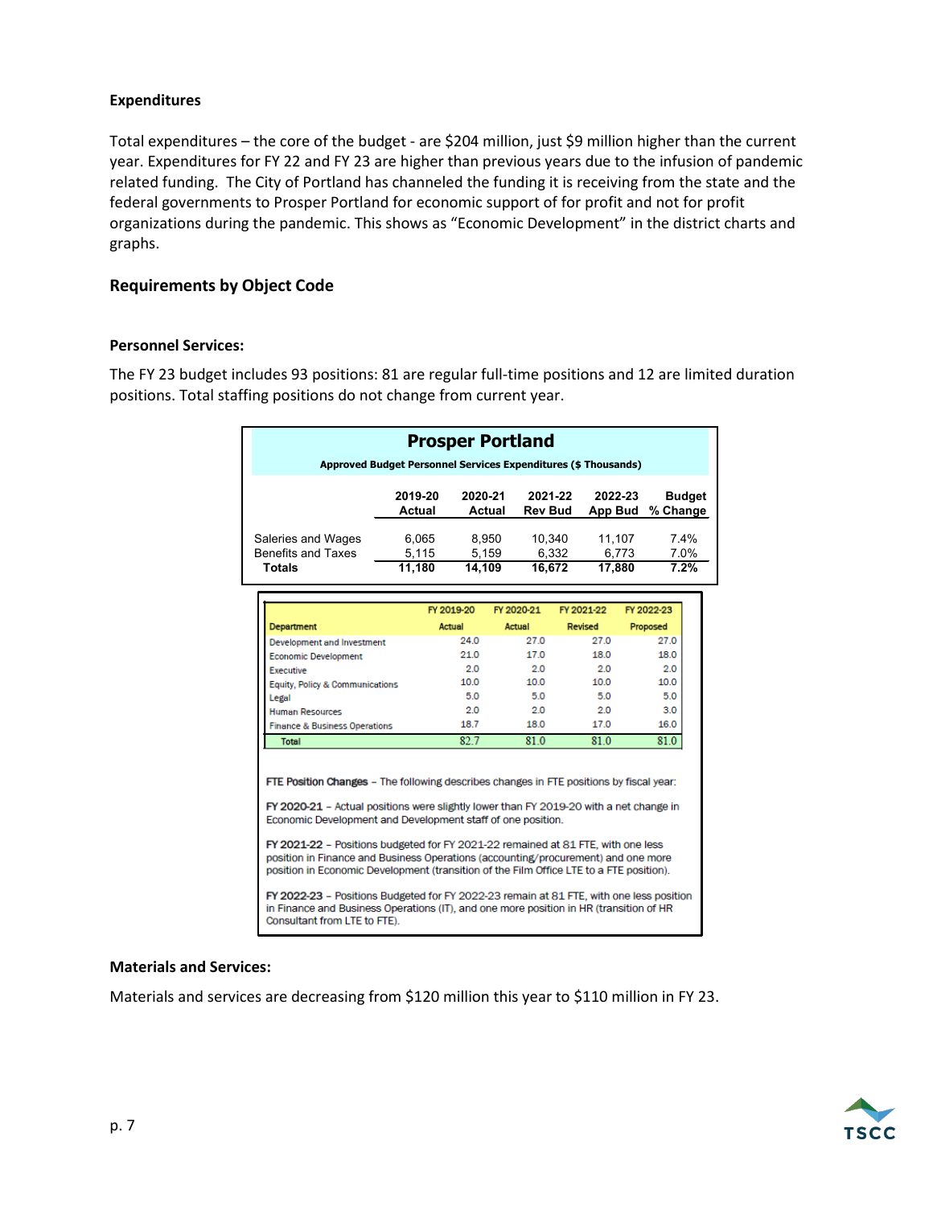**Expenditures**

Total expenditures – the core of the budget - are $204 million, just $9 million higher than the current year. Expenditures for FY 22 and FY 23 are higher than previous years due to the infusion of pandemic related funding. The City of Portland has channeled the funding it is receiving from the state and the federal governments to Prosper Portland for economic support of for profit and not for profit organizations during the pandemic. This shows as "Economic Development" in the district charts and graphs.

## Requirements by Object Code

**Personnel Services:**

The FY 23 budget includes 93 positions: 81 are regular full-time positions and 12 are limited duration positions. Total staffing positions do not change from current year.

**Prosper Portland**

**Approved Budget Personnel Services Expenditures ($ Thousands)**

| | 2019-20 Actual | 2020-21 Actual | 2021-22 Rev Bud | 2022-23 App Bud | Budget % Change |
|---|---|---|---|---|---|
| Saleries and Wages | 6,065 | 8,950 | 10,340 | 11,107 | 7.4% |
| Benefits and Taxes | 5,115 | 5,159 | 6,332 | 6,773 | 7.0% |
| **Totals** | **11,180** | **14,109** | **16,672** | **17,880** | **7.2%** |

| Department | FY 2019-20 Actual | FY 2020-21 Actual | FY 2021-22 Revised | FY 2022-23 Proposed |
|---|---|---|---|---|
| Development and Investment | 24.0 | 27.0 | 27.0 | 27.0 |
| Economic Development | 21.0 | 17.0 | 18.0 | 18.0 |
| Executive | 2.0 | 2.0 | 2.0 | 2.0 |
| Equity, Policy & Communications | 10.0 | 10.0 | 10.0 | 10.0 |
| Legal | 5.0 | 5.0 | 5.0 | 5.0 |
| Human Resources | 2.0 | 2.0 | 2.0 | 3.0 |
| Finance & Business Operations | 18.7 | 18.0 | 17.0 | 16.0 |
| **Total** | 82.7 | 81.0 | 81.0 | 81.0 |

**FTE Position Changes** – The following describes changes in FTE positions by fiscal year:

**FY 2020-21** – Actual positions were slightly lower than FY 2019-20 with a net change in Economic Development and Development staff of one position.

**FY 2021-22** – Positions budgeted for FY 2021-22 remained at 81 FTE, with one less position in Finance and Business Operations (accounting/procurement) and one more position in Economic Development (transition of the Film Office LTE to a FTE position).

**FY 2022-23** – Positions Budgeted for FY 2022-23 remain at 81 FTE, with one less position in Finance and Business Operations (IT), and one more position in HR (transition of HR Consultant from LTE to FTE).

**Materials and Services:**

Materials and services are decreasing from $120 million this year to $110 million in FY 23.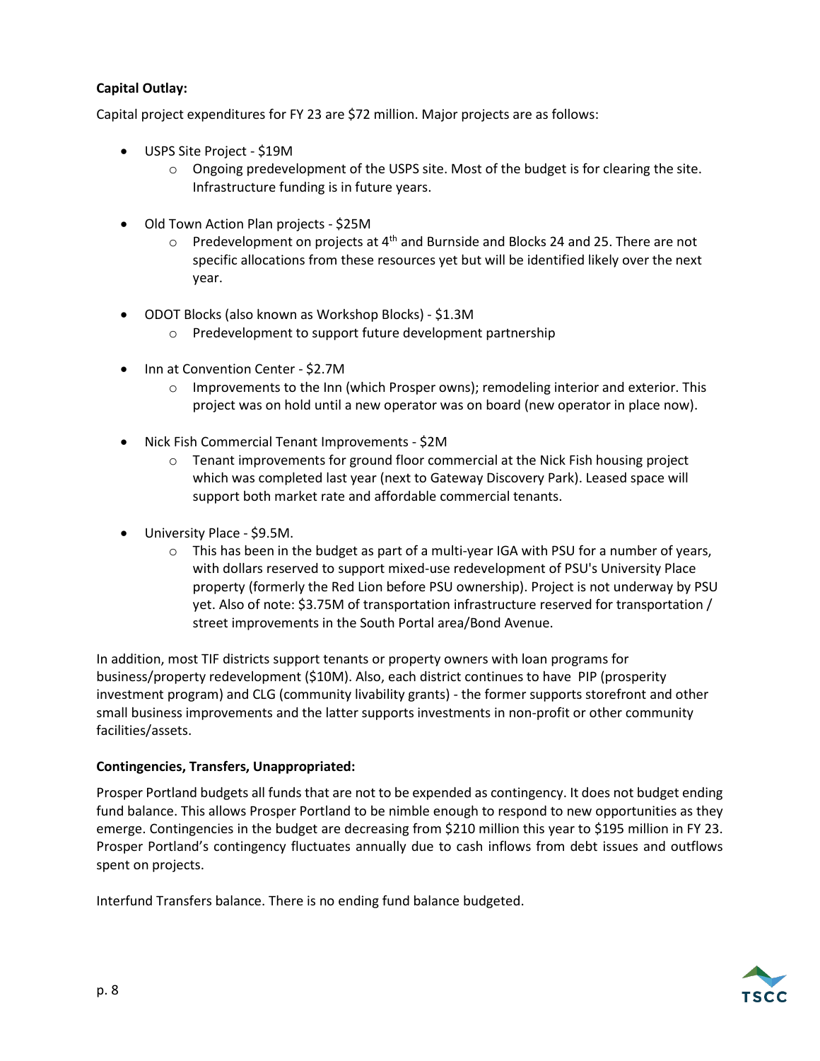**Capital Outlay:**

Capital project expenditures for FY 23 are $72 million. Major projects are as follows:

- USPS Site Project - $19M
  - Ongoing predevelopment of the USPS site. Most of the budget is for clearing the site. Infrastructure funding is in future years.
- Old Town Action Plan projects - $25M
  - Predevelopment on projects at 4th and Burnside and Blocks 24 and 25. There are not specific allocations from these resources yet but will be identified likely over the next year.
- ODOT Blocks (also known as Workshop Blocks) - $1.3M
  - Predevelopment to support future development partnership
- Inn at Convention Center - $2.7M
  - Improvements to the Inn (which Prosper owns); remodeling interior and exterior. This project was on hold until a new operator was on board (new operator in place now).
- Nick Fish Commercial Tenant Improvements - $2M
  - Tenant improvements for ground floor commercial at the Nick Fish housing project which was completed last year (next to Gateway Discovery Park). Leased space will support both market rate and affordable commercial tenants.
- University Place - $9.5M.
  - This has been in the budget as part of a multi-year IGA with PSU for a number of years, with dollars reserved to support mixed-use redevelopment of PSU's University Place property (formerly the Red Lion before PSU ownership). Project is not underway by PSU yet. Also of note: $3.75M of transportation infrastructure reserved for transportation / street improvements in the South Portal area/Bond Avenue.

In addition, most TIF districts support tenants or property owners with loan programs for business/property redevelopment ($10M). Also, each district continues to have PIP (prosperity investment program) and CLG (community livability grants) - the former supports storefront and other small business improvements and the latter supports investments in non-profit or other community facilities/assets.

**Contingencies, Transfers, Unappropriated:**

Prosper Portland budgets all funds that are not to be expended as contingency. It does not budget ending fund balance. This allows Prosper Portland to be nimble enough to respond to new opportunities as they emerge. Contingencies in the budget are decreasing from $210 million this year to $195 million in FY 23. Prosper Portland's contingency fluctuates annually due to cash inflows from debt issues and outflows spent on projects.

Interfund Transfers balance. There is no ending fund balance budgeted.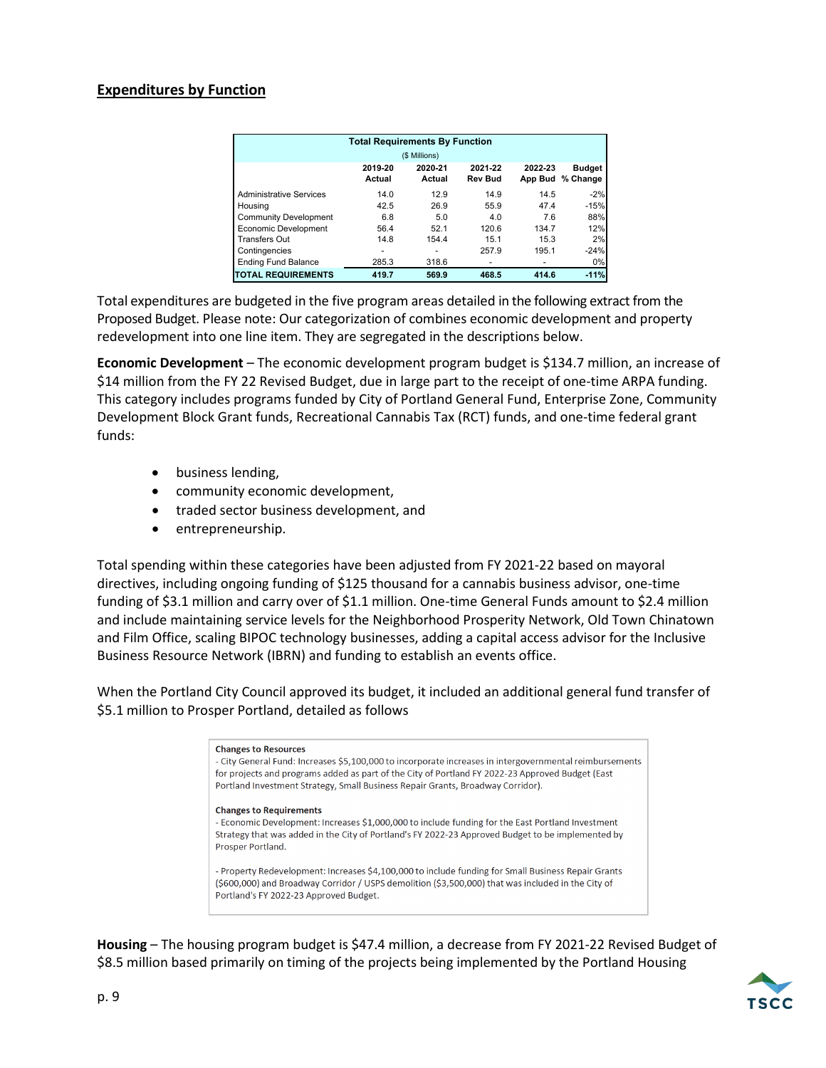## Expenditures by Function

| Total Requirements By Function ($ Millions) | 2019-20 Actual | 2020-21 Actual | 2021-22 Rev Bud | 2022-23 App Bud | Budget % Change |
|---|---|---|---|---|---|
| Administrative Services | 14.0 | 12.9 | 14.9 | 14.5 | -2% |
| Housing | 42.5 | 26.9 | 55.9 | 47.4 | -15% |
| Community Development | 6.8 | 5.0 | 4.0 | 7.6 | 88% |
| Economic Development | 56.4 | 52.1 | 120.6 | 134.7 | 12% |
| Transfers Out | 14.8 | 154.4 | 15.1 | 15.3 | 2% |
| Contingencies | - | - | 257.9 | 195.1 | -24% |
| Ending Fund Balance | 285.3 | 318.6 | - | - | 0% |
| **TOTAL REQUIREMENTS** | **419.7** | **569.9** | **468.5** | **414.6** | **-11%** |

Total expenditures are budgeted in the five program areas detailed in the following extract from the Proposed Budget. Please note: Our categorization of combines economic development and property redevelopment into one line item. They are segregated in the descriptions below.

**Economic Development** – The economic development program budget is $134.7 million, an increase of $14 million from the FY 22 Revised Budget, due in large part to the receipt of one-time ARPA funding. This category includes programs funded by City of Portland General Fund, Enterprise Zone, Community Development Block Grant funds, Recreational Cannabis Tax (RCT) funds, and one-time federal grant funds:

- business lending,
- community economic development,
- traded sector business development, and
- entrepreneurship.

Total spending within these categories have been adjusted from FY 2021-22 based on mayoral directives, including ongoing funding of $125 thousand for a cannabis business advisor, one-time funding of $3.1 million and carry over of $1.1 million. One-time General Funds amount to $2.4 million and include maintaining service levels for the Neighborhood Prosperity Network, Old Town Chinatown and Film Office, scaling BIPOC technology businesses, adding a capital access advisor for the Inclusive Business Resource Network (IBRN) and funding to establish an events office.

When the Portland City Council approved its budget, it included an additional general fund transfer of $5.1 million to Prosper Portland, detailed as follows

> **Changes to Resources**
> - City General Fund: Increases $5,100,000 to incorporate increases in intergovernmental reimbursements for projects and programs added as part of the City of Portland FY 2022-23 Approved Budget (East Portland Investment Strategy, Small Business Repair Grants, Broadway Corridor).
>
> **Changes to Requirements**
> - Economic Development: Increases $1,000,000 to include funding for the East Portland Investment Strategy that was added in the City of Portland's FY 2022-23 Approved Budget to be implemented by Prosper Portland.
>
> - Property Redevelopment: Increases $4,100,000 to include funding for Small Business Repair Grants ($600,000) and Broadway Corridor / USPS demolition ($3,500,000) that was included in the City of Portland's FY 2022-23 Approved Budget.

**Housing** – The housing program budget is $47.4 million, a decrease from FY 2021-22 Revised Budget of $8.5 million based primarily on timing of the projects being implemented by the Portland Housing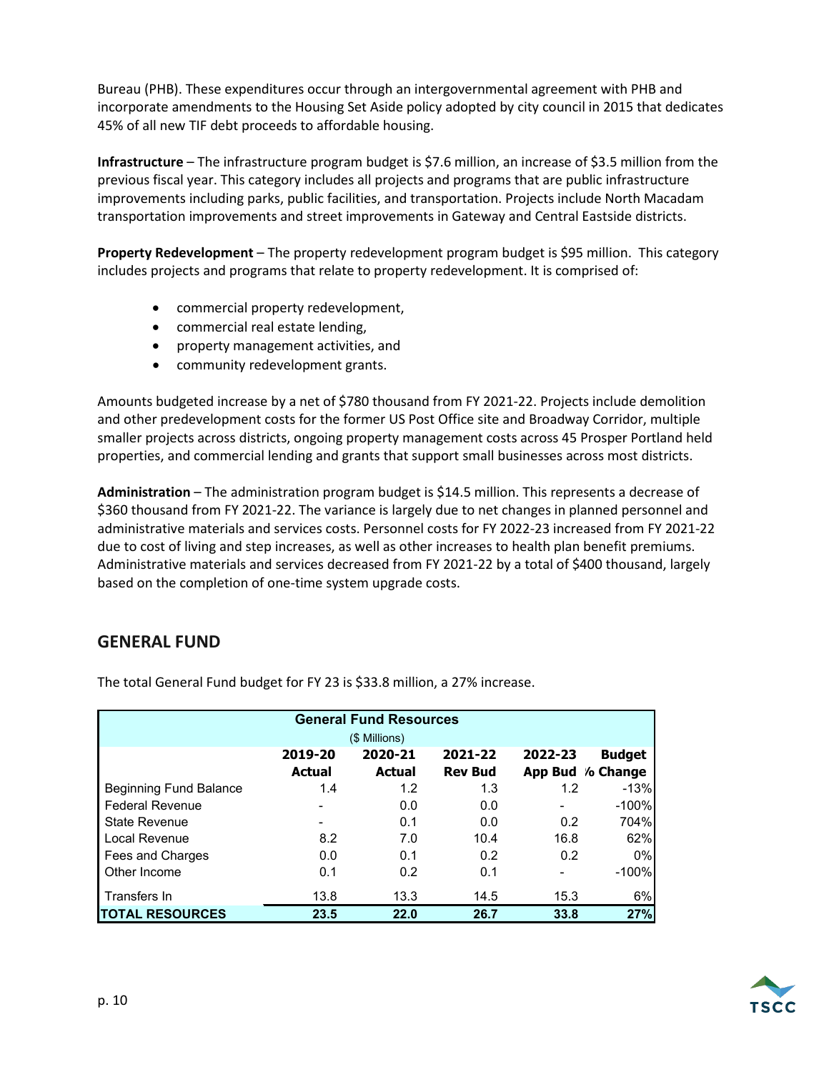Bureau (PHB). These expenditures occur through an intergovernmental agreement with PHB and incorporate amendments to the Housing Set Aside policy adopted by city council in 2015 that dedicates 45% of all new TIF debt proceeds to affordable housing.

**Infrastructure** – The infrastructure program budget is $7.6 million, an increase of $3.5 million from the previous fiscal year. This category includes all projects and programs that are public infrastructure improvements including parks, public facilities, and transportation. Projects include North Macadam transportation improvements and street improvements in Gateway and Central Eastside districts.

**Property Redevelopment** – The property redevelopment program budget is $95 million. This category includes projects and programs that relate to property redevelopment. It is comprised of:

- commercial property redevelopment,
- commercial real estate lending,
- property management activities, and
- community redevelopment grants.

Amounts budgeted increase by a net of $780 thousand from FY 2021-22. Projects include demolition and other predevelopment costs for the former US Post Office site and Broadway Corridor, multiple smaller projects across districts, ongoing property management costs across 45 Prosper Portland held properties, and commercial lending and grants that support small businesses across most districts.

**Administration** – The administration program budget is $14.5 million. This represents a decrease of $360 thousand from FY 2021-22. The variance is largely due to net changes in planned personnel and administrative materials and services costs. Personnel costs for FY 2022-23 increased from FY 2021-22 due to cost of living and step increases, as well as other increases to health plan benefit premiums. Administrative materials and services decreased from FY 2021-22 by a total of $400 thousand, largely based on the completion of one-time system upgrade costs.

## GENERAL FUND

The total General Fund budget for FY 23 is $33.8 million, a 27% increase.

| General Fund Resources ($ Millions) | 2019-20 Actual | 2020-21 Actual | 2021-22 Rev Bud | 2022-23 App Bud | Budget % Change |
|---|---|---|---|---|---|
| Beginning Fund Balance | 1.4 | 1.2 | 1.3 | 1.2 | -13% |
| Federal Revenue | - | 0.0 | 0.0 | - | -100% |
| State Revenue | - | 0.1 | 0.0 | 0.2 | 704% |
| Local Revenue | 8.2 | 7.0 | 10.4 | 16.8 | 62% |
| Fees and Charges | 0.0 | 0.1 | 0.2 | 0.2 | 0% |
| Other Income | 0.1 | 0.2 | 0.1 | - | -100% |
| Transfers In | 13.8 | 13.3 | 14.5 | 15.3 | 6% |
| **TOTAL RESOURCES** | **23.5** | **22.0** | **26.7** | **33.8** | **27%** |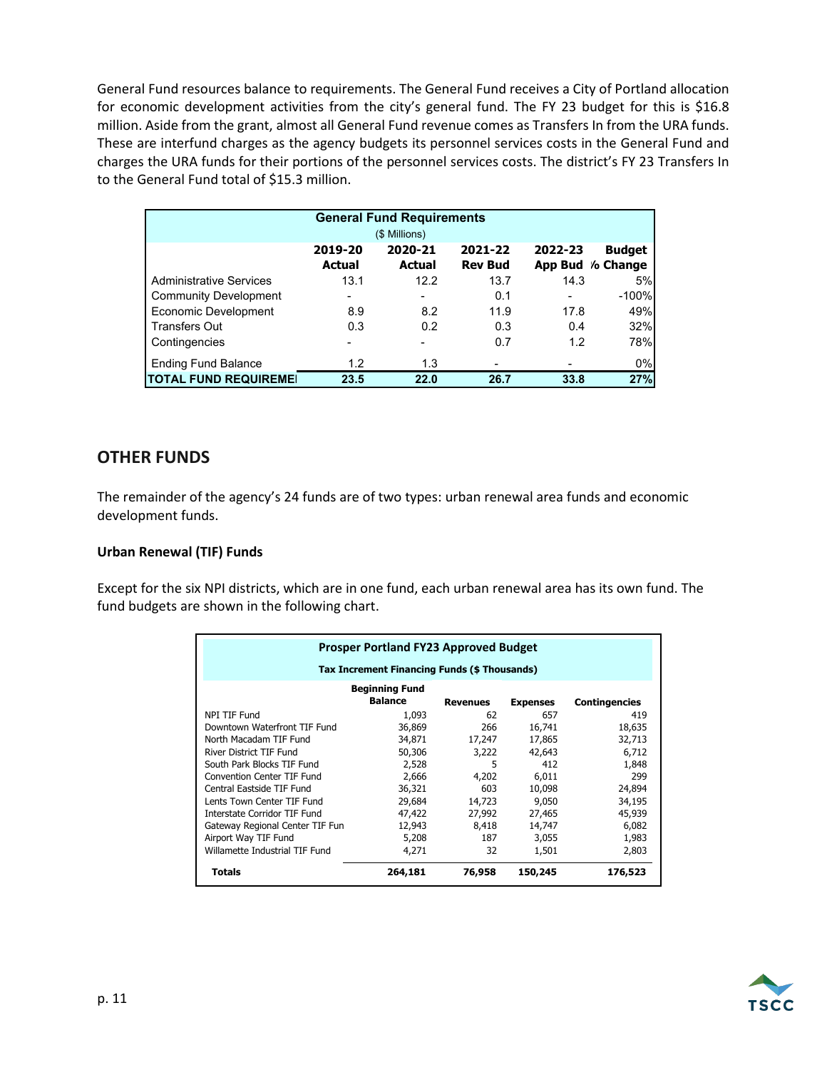General Fund resources balance to requirements. The General Fund receives a City of Portland allocation for economic development activities from the city's general fund. The FY 23 budget for this is $16.8 million. Aside from the grant, almost all General Fund revenue comes as Transfers In from the URA funds. These are interfund charges as the agency budgets its personnel services costs in the General Fund and charges the URA funds for their portions of the personnel services costs. The district's FY 23 Transfers In to the General Fund total of $15.3 million.

| General Fund Requirements ($ Millions) | | | | | |
|---|---|---|---|---|---|
| | 2019-20 Actual | 2020-21 Actual | 2021-22 Rev Bud | 2022-23 App Bud | Budget % Change |
| Administrative Services | 13.1 | 12.2 | 13.7 | 14.3 | 5% |
| Community Development | - | - | 0.1 | - | -100% |
| Economic Development | 8.9 | 8.2 | 11.9 | 17.8 | 49% |
| Transfers Out | 0.3 | 0.2 | 0.3 | 0.4 | 32% |
| Contingencies | - | - | 0.7 | 1.2 | 78% |
| Ending Fund Balance | 1.2 | 1.3 | - | - | 0% |
| **TOTAL FUND REQUIREMENTS** | **23.5** | **22.0** | **26.7** | **33.8** | **27%** |

## OTHER FUNDS

The remainder of the agency's 24 funds are of two types: urban renewal area funds and economic development funds.

### Urban Renewal (TIF) Funds

Except for the six NPI districts, which are in one fund, each urban renewal area has its own fund. The fund budgets are shown in the following chart.

| Prosper Portland FY23 Approved Budget<br>Tax Increment Financing Funds ($ Thousands) | | | | |
|---|---|---|---|---|
| | Beginning Fund Balance | Revenues | Expenses | Contingencies |
| NPI TIF Fund | 1,093 | 62 | 657 | 419 |
| Downtown Waterfront TIF Fund | 36,869 | 266 | 16,741 | 18,635 |
| North Macadam TIF Fund | 34,871 | 17,247 | 17,865 | 32,713 |
| River District TIF Fund | 50,306 | 3,222 | 42,643 | 6,712 |
| South Park Blocks TIF Fund | 2,528 | 5 | 412 | 1,848 |
| Convention Center TIF Fund | 2,666 | 4,202 | 6,011 | 299 |
| Central Eastside TIF Fund | 36,321 | 603 | 10,098 | 24,894 |
| Lents Town Center TIF Fund | 29,684 | 14,723 | 9,050 | 34,195 |
| Interstate Corridor TIF Fund | 47,422 | 27,992 | 27,465 | 45,939 |
| Gateway Regional Center TIF Fund | 12,943 | 8,418 | 14,747 | 6,082 |
| Airport Way TIF Fund | 5,208 | 187 | 3,055 | 1,983 |
| Willamette Industrial TIF Fund | 4,271 | 32 | 1,501 | 2,803 |
| **Totals** | **264,181** | **76,958** | **150,245** | **176,523** |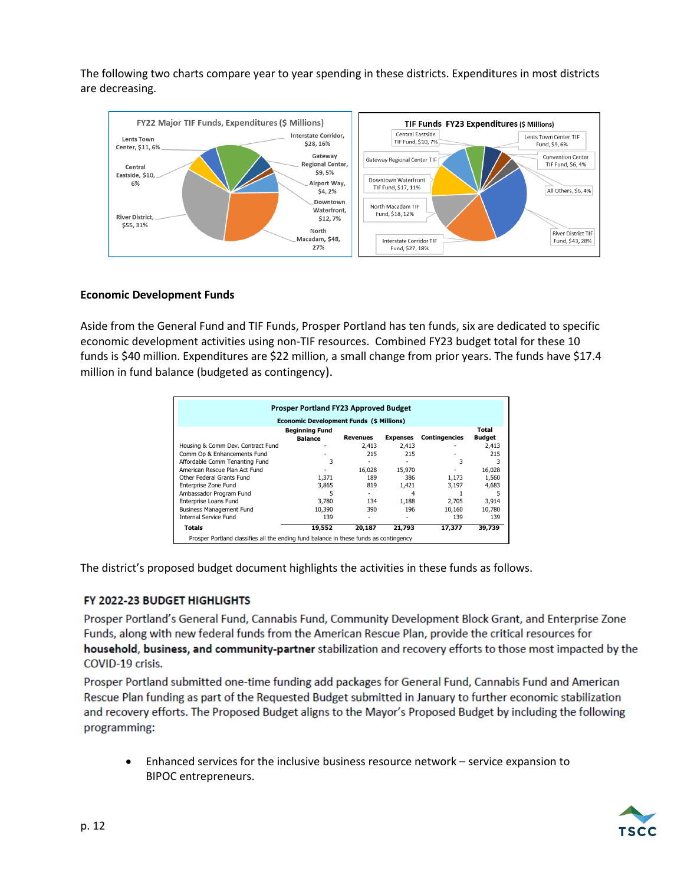The following two charts compare year to year spending in these districts. Expenditures in most districts are decreasing.

FY22 Major TIF Funds, Expenditures ($ Millions)

Lents Town Center, $11, 6%
Interstate Corridor, $28, 16%
Gateway Regional Center, $9, 5%
Central Eastside, $10, 6%
Airport Way, $4, 2%
Downtown Waterfront, $12, 7%
River District, $55, 31%
North Macadam, $48, 27%

TIF Funds FY23 Expenditures ($ Millions)

Central Eastside TIF Fund, $10, 7%
Lents Town Center TIF Fund, $9, 6%
Gateway Regional Center TIF
Convention Center TIF Fund, $6, 4%
Downtown Waterfront TIF Fund, $17, 11%
All Others, $6, 4%
North Macadam TIF Fund, $18, 12%
River District TIF Fund, $43, 28%
Interstate Corridor TIF Fund, $27, 18%

### Economic Development Funds

Aside from the General Fund and TIF Funds, Prosper Portland has ten funds, six are dedicated to specific economic development activities using non-TIF resources. Combined FY23 budget total for these 10 funds is $40 million. Expenditures are $22 million, a small change from prior years. The funds have $17.4 million in fund balance (budgeted as contingency).

**Prosper Portland FY23 Approved Budget**
**Economic Development Funds ($ Millions)**

| | Beginning Fund Balance | Revenues | Expenses | Contingencies | Total Budget |
|---|---|---|---|---|---|
| Housing & Comm Dev. Contract Fund | - | 2,413 | 2,413 | - | 2,413 |
| Comm Op & Enhancements Fund | - | 215 | 215 | - | 215 |
| Affordable Comm Tenanting Fund | 3 | - | - | 3 | 3 |
| American Rescue Plan Act Fund | - | 16,028 | 15,970 | - | 16,028 |
| Other Federal Grants Fund | 1,371 | 189 | 386 | 1,173 | 1,560 |
| Enterprise Zone Fund | 3,865 | 819 | 1,421 | 3,197 | 4,683 |
| Ambassador Program Fund | 5 | - | 4 | 1 | 5 |
| Enterprise Loans Fund | 3,780 | 134 | 1,188 | 2,705 | 3,914 |
| Business Management Fund | 10,390 | 390 | 196 | 10,160 | 10,780 |
| Internal Service Fund | 139 | - | - | 139 | 139 |
| **Totals** | **19,552** | **20,187** | **21,793** | **17,377** | **39,739** |

Prosper Portland classifies all the ending fund balance in these funds as contingency

The district's proposed budget document highlights the activities in these funds as follows.

#### FY 2022-23 BUDGET HIGHLIGHTS

Prosper Portland's General Fund, Cannabis Fund, Community Development Block Grant, and Enterprise Zone Funds, along with new federal funds from the American Rescue Plan, provide the critical resources for **household, business, and community-partner** stabilization and recovery efforts to those most impacted by the COVID-19 crisis.

Prosper Portland submitted one-time funding add packages for General Fund, Cannabis Fund and American Rescue Plan funding as part of the Requested Budget submitted in January to further economic stabilization and recovery efforts. The Proposed Budget aligns to the Mayor's Proposed Budget by including the following programming:

- Enhanced services for the inclusive business resource network – service expansion to BIPOC entrepreneurs.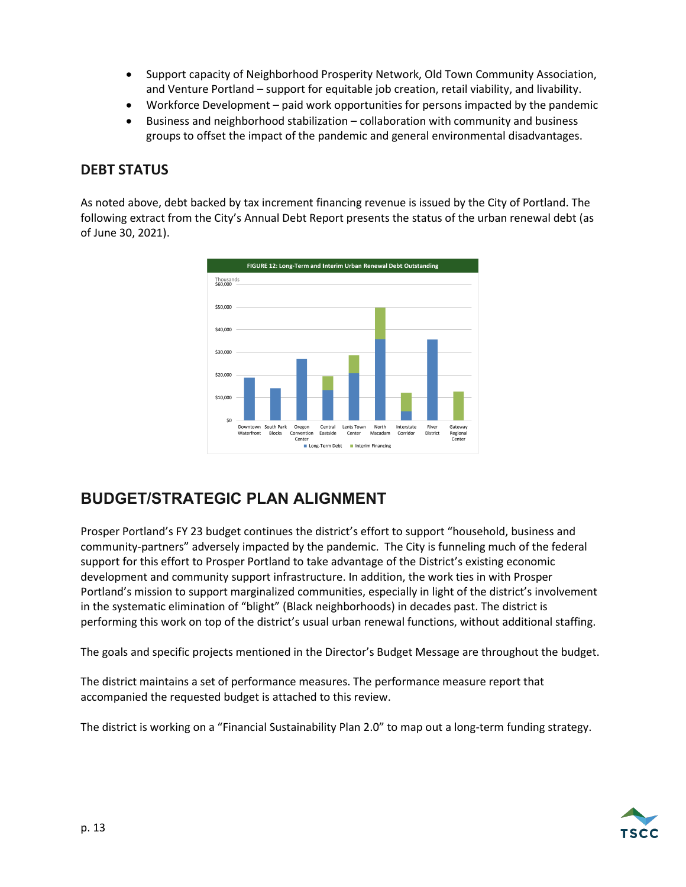- Support capacity of Neighborhood Prosperity Network, Old Town Community Association, and Venture Portland – support for equitable job creation, retail viability, and livability.
- Workforce Development – paid work opportunities for persons impacted by the pandemic
- Business and neighborhood stabilization – collaboration with community and business groups to offset the impact of the pandemic and general environmental disadvantages.

## DEBT STATUS

As noted above, debt backed by tax increment financing revenue is issued by the City of Portland. The following extract from the City's Annual Debt Report presents the status of the urban renewal debt (as of June 30, 2021).

FIGURE 12: Long-Term and Interim Urban Renewal Debt Outstanding

# BUDGET/STRATEGIC PLAN ALIGNMENT

Prosper Portland's FY 23 budget continues the district's effort to support "household, business and community-partners" adversely impacted by the pandemic. The City is funneling much of the federal support for this effort to Prosper Portland to take advantage of the District's existing economic development and community support infrastructure. In addition, the work ties in with Prosper Portland's mission to support marginalized communities, especially in light of the district's involvement in the systematic elimination of "blight" (Black neighborhoods) in decades past. The district is performing this work on top of the district's usual urban renewal functions, without additional staffing.

The goals and specific projects mentioned in the Director's Budget Message are throughout the budget.

The district maintains a set of performance measures. The performance measure report that accompanied the requested budget is attached to this review.

The district is working on a "Financial Sustainability Plan 2.0" to map out a long-term funding strategy.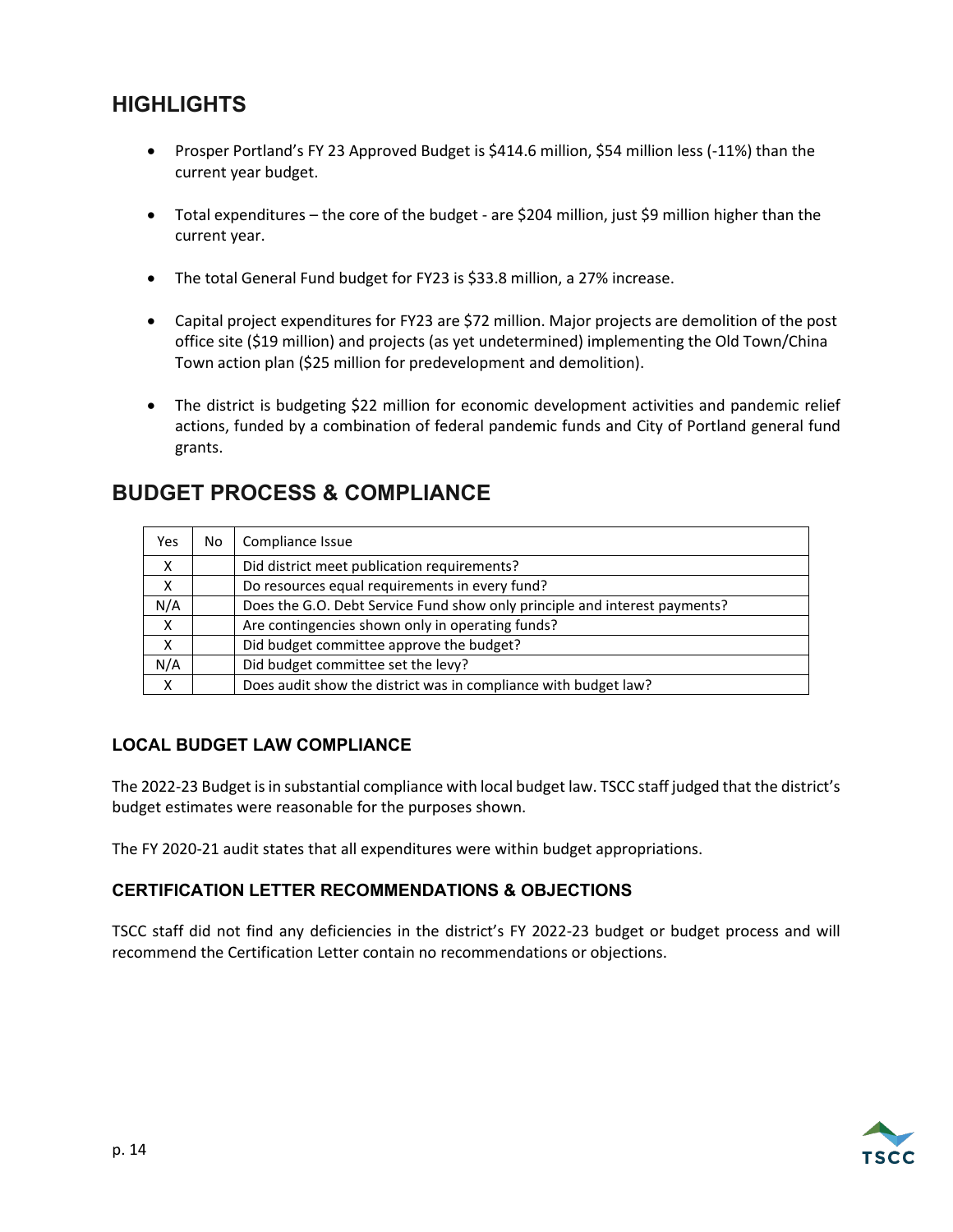## HIGHLIGHTS

- Prosper Portland's FY 23 Approved Budget is $414.6 million, $54 million less (-11%) than the current year budget.
- Total expenditures – the core of the budget - are $204 million, just $9 million higher than the current year.
- The total General Fund budget for FY23 is $33.8 million, a 27% increase.
- Capital project expenditures for FY23 are $72 million. Major projects are demolition of the post office site ($19 million) and projects (as yet undetermined) implementing the Old Town/China Town action plan ($25 million for predevelopment and demolition).
- The district is budgeting $22 million for economic development activities and pandemic relief actions, funded by a combination of federal pandemic funds and City of Portland general fund grants.

## BUDGET PROCESS & COMPLIANCE

| Yes | No | Compliance Issue |
|---|---|---|
| X | | Did district meet publication requirements? |
| X | | Do resources equal requirements in every fund? |
| N/A | | Does the G.O. Debt Service Fund show only principle and interest payments? |
| X | | Are contingencies shown only in operating funds? |
| X | | Did budget committee approve the budget? |
| N/A | | Did budget committee set the levy? |
| X | | Does audit show the district was in compliance with budget law? |

### LOCAL BUDGET LAW COMPLIANCE

The 2022-23 Budget is in substantial compliance with local budget law. TSCC staff judged that the district's budget estimates were reasonable for the purposes shown.

The FY 2020-21 audit states that all expenditures were within budget appropriations.

### CERTIFICATION LETTER RECOMMENDATIONS & OBJECTIONS

TSCC staff did not find any deficiencies in the district's FY 2022-23 budget or budget process and will recommend the Certification Letter contain no recommendations or objections.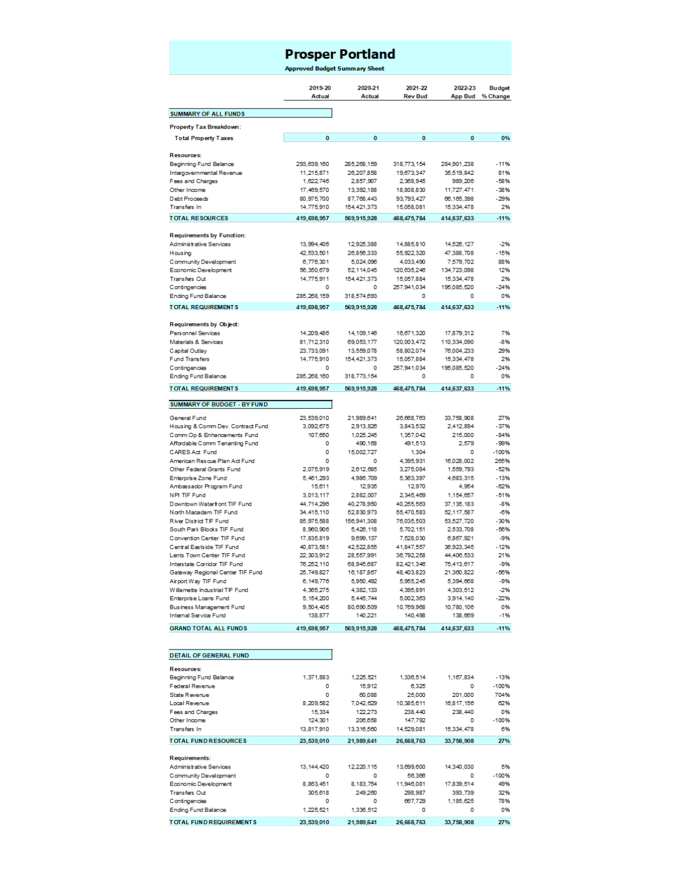# Prosper Portland

**Approved Budget Summary Sheet**

| | 2019-20 Actual | 2020-21 Actual | 2021-22 Rev Bud | 2022-23 App Bud | Budget % Change |
|---|---|---|---|---|---|
| **SUMMARY OF ALL FUNDS** | | | | | |
| **Property Tax Breakdown:** | | | | | |
| Total Property Taxes | 0 | 0 | 0 | 0 | 0% |
| **Resources:** | | | | | |
| Beginning Fund Balance | 293,639,160 | 285,268,159 | 318,773,154 | 284,901,238 | -11% |
| Intergovernmental Revenue | 11,215,871 | 26,207,858 | 19,673,347 | 35,519,842 | 81% |
| Fees and Charges | 1,622,746 | 2,857,907 | 2,368,945 | 989,206 | -58% |
| Other Income | 17,469,570 | 13,392,188 | 18,808,830 | 11,727,471 | -38% |
| Debt Proceeds | 80,975,700 | 87,768,443 | 93,793,427 | 66,165,398 | -29% |
| Transfers In | 14,775,910 | 154,421,373 | 15,058,081 | 15,334,478 | 2% |
| **TOTAL RESOURCES** | **419,698,957** | **569,915,928** | **468,475,784** | **414,637,633** | **-11%** |
| **Requirements by Function:** | | | | | |
| Administrative Services | 13,994,406 | 12,925,388 | 14,885,810 | 14,526,127 | -2% |
| Housing | 42,533,501 | 26,856,333 | 55,922,320 | 47,388,708 | -15% |
| Community Development | 6,776,301 | 5,024,096 | 4,033,490 | 7,579,702 | 88% |
| Economic Development | 56,350,679 | 52,114,045 | 120,635,246 | 134,723,098 | 12% |
| Transfers Out | 14,775,911 | 154,421,373 | 15,057,884 | 15,334,478 | 2% |
| Contingencies | 0 | 0 | 257,941,034 | 195,085,520 | -24% |
| Ending Fund Balance | 285,268,159 | 318,574,693 | 0 | 0 | 0% |
| **TOTAL REQUIREMENTS** | **419,698,957** | **569,915,928** | **468,475,784** | **414,637,633** | **-11%** |
| **Requirements by Object:** | | | | | |
| Personnel Services | 14,209,486 | 14,109,146 | 16,671,320 | 17,879,312 | 7% |
| Materials & Services | 81,712,310 | 69,053,177 | 120,003,472 | 110,334,090 | -8% |
| Capital Outlay | 23,733,091 | 13,559,078 | 58,802,074 | 76,004,233 | 29% |
| Fund Transfers | 14,775,910 | 154,421,373 | 15,057,884 | 15,334,478 | 2% |
| Contingencies | 0 | 0 | 257,941,034 | 195,085,520 | -24% |
| Ending Fund Balance | 285,268,160 | 318,773,154 | 0 | 0 | 0% |
| **TOTAL REQUIREMENTS** | **419,698,957** | **569,915,928** | **468,475,784** | **414,637,633** | **-11%** |
| **SUMMARY OF BUDGET - BY FUND** | | | | | |
| General Fund | 23,539,010 | 21,989,641 | 26,668,763 | 33,758,908 | 27% |
| Housing & Comm Dev. Contract Fund | 3,092,675 | 2,913,826 | 3,843,532 | 2,412,894 | -37% |
| Comm Op & Enhancements Fund | 107,650 | 1,025,245 | 1,357,042 | 215,000 | -84% |
| Affordable Comm Tenanting Fund | 0 | 490,168 | 491,513 | 2,579 | -99% |
| CARES Act Fund | 0 | 15,002,727 | 1,304 | 0 | -100% |
| American Rescue Plan Act Fund | 0 | 0 | 4,395,931 | 16,028,002 | 265% |
| Other Federal Grants Fund | 2,075,919 | 2,612,685 | 3,275,084 | 1,559,793 | -52% |
| Enterprise Zone Fund | 5,461,293 | 4,986,709 | 5,363,397 | 4,683,315 | -13% |
| Ambassador Program Fund | 15,611 | 12,935 | 12,970 | 4,954 | -62% |
| NPI TIF Fund | 3,013,117 | 2,882,007 | 2,345,469 | 1,154,657 | -51% |
| Downtown Waterfront TIF Fund | 44,714,296 | 40,278,950 | 40,255,563 | 37,135,183 | -8% |
| North Macadam TIF Fund | 34,415,110 | 52,830,973 | 55,470,583 | 52,117,587 | -6% |
| River District TIF Fund | 85,975,588 | 156,941,308 | 76,035,503 | 53,527,720 | -30% |
| South Park Blocks TIF Fund | 8,960,906 | 5,426,118 | 5,702,151 | 2,533,708 | -56% |
| Convention Center TIF Fund | 17,835,819 | 9,699,137 | 7,528,030 | 6,867,921 | -9% |
| Central Eastside TIF Fund | 40,873,581 | 42,522,855 | 41,847,557 | 36,923,345 | -12% |
| Lents Town Center TIF Fund | 22,303,912 | 28,557,991 | 36,792,258 | 44,406,533 | 21% |
| Interstate Corridor TIF Fund | 76,252,110 | 68,945,687 | 82,421,346 | 75,413,617 | -9% |
| Gateway Regional Center TIF Fund | 25,749,827 | 16,187,867 | 48,403,823 | 21,360,822 | -56% |
| Airport Way TIF Fund | 6,149,776 | 5,950,492 | 5,955,245 | 5,394,668 | -9% |
| Willamette Industrial TIF Fund | 4,365,275 | 4,382,133 | 4,395,891 | 4,303,512 | -2% |
| Enterprise Loans Fund | 5,154,200 | 5,445,744 | 5,002,363 | 3,914,140 | -22% |
| Business Management Fund | 9,504,405 | 80,690,509 | 10,769,968 | 10,780,106 | 0% |
| Internal Service Fund | 138,877 | 140,221 | 140,498 | 138,669 | -1% |
| **GRAND TOTAL ALL FUNDS** | **419,698,957** | **569,915,928** | **468,475,784** | **414,637,633** | **-11%** |
| **DETAIL OF GENERAL FUND** | | | | | |
| **Resources:** | | | | | |
| Beginning Fund Balance | 1,371,883 | 1,225,521 | 1,336,514 | 1,167,834 | -13% |
| Federal Revenue | 0 | 15,912 | 6,325 | 0 | -100% |
| State Revenue | 0 | 60,088 | 25,000 | 201,000 | 704% |
| Local Revenue | 8,209,582 | 7,042,629 | 10,385,611 | 16,817,156 | 62% |
| Fees and Charges | 15,334 | 122,273 | 238,440 | 238,440 | 0% |
| Other Income | 124,301 | 206,658 | 147,792 | 0 | -100% |
| Transfers In | 13,817,910 | 13,316,560 | 14,529,081 | 15,334,478 | 6% |
| **TOTAL FUND RESOURCES** | **23,539,010** | **21,989,641** | **26,668,763** | **33,758,908** | **27%** |
| **Requirements:** | | | | | |
| Administrative Services | 13,144,420 | 12,220,115 | 13,699,600 | 14,340,030 | 5% |
| Community Development | 0 | 0 | 56,366 | 0 | -100% |
| Economic Development | 8,863,451 | 8,183,754 | 11,946,081 | 17,839,514 | 49% |
| Transfers Out | 305,618 | 249,260 | 298,987 | 393,739 | 32% |
| Contingencies | 0 | 0 | 667,729 | 1,185,625 | 78% |
| Ending Fund Balance | 1,225,521 | 1,336,512 | 0 | 0 | 0% |
| **TOTAL FUND REQUIREMENTS** | **23,539,010** | **21,989,641** | **26,668,763** | **33,758,908** | **27%** |